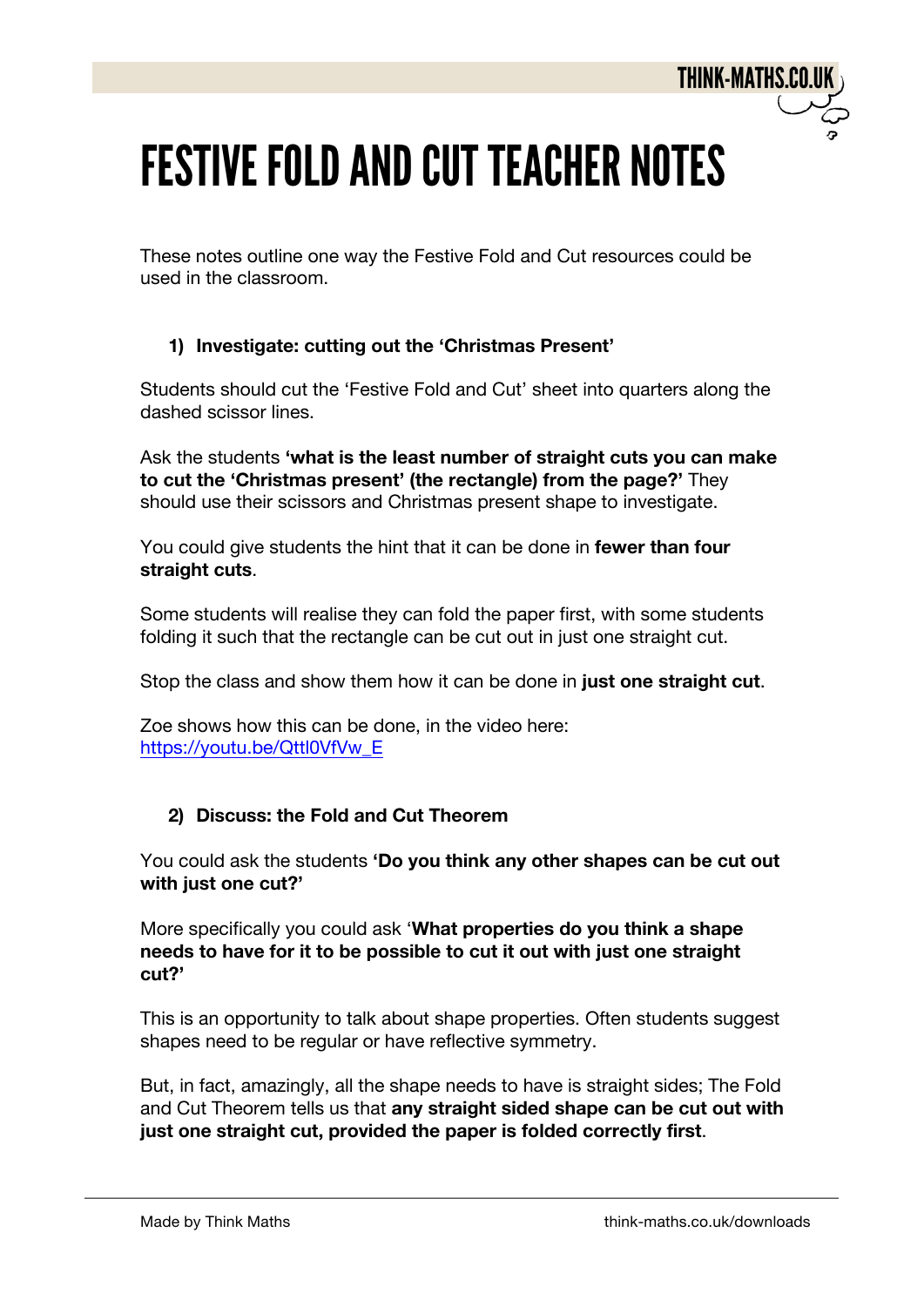# FESTIVE FOLD AND CUT TEACHER NOTES

These notes outline one way the Festive Fold and Cut resources could be used in the classroom.

## 1) Investigate: cutting out the 'Christmas Present'

Students should cut the 'Festive Fold and Cut' sheet into quarters along the dashed scissor lines.

Ask the students **'what is the least number of straight cuts you can make to cut the 'Christmas present' (the rectangle) from the page?'** They should use their scissors and Christmas present shape to investigate.

You could give students the hint that it can be done in **fewer than four straight cuts**.

Some students will realise they can fold the paper first, with some students folding it such that the rectangle can be cut out in just one straight cut.

Stop the class and show them how it can be done in **just one straight cut**.

Zoe shows how this can be done, in the video here: [https://youtu.be/Qttl0VfVw_E](https://youtu.be/Qttl0VfVw_E)

## 2) Discuss: the Fold and Cut Theorem

You could ask the students **'Do you think any other shapes can be cut out with just one cut?'**

More specifically you could ask '**What properties do you think a shape needs to have for it to be possible to cut it out with just one straight cut?'**

This is an opportunity to talk about shape properties. Often students suggest shapes need to be regular or have reflective symmetry.

But, in fact, amazingly, all the shape needs to have is straight sides; The Fold and Cut Theorem tells us that **any straight sided shape can be cut out with just one straight cut, provided the paper is folded correctly first**.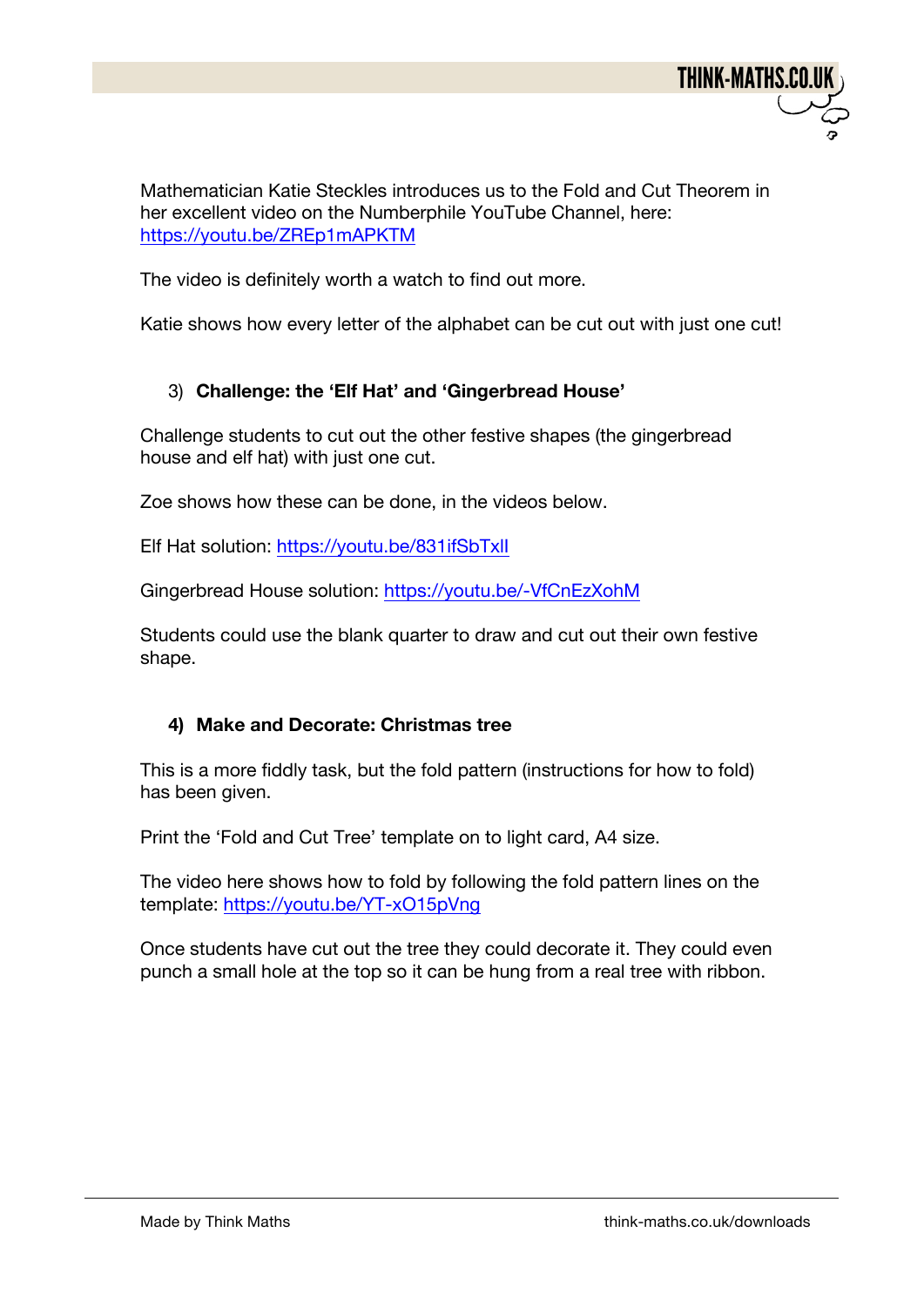Mathematician Katie Steckles introduces us to the Fold and Cut Theorem in her excellent video on the Numberphile YouTube Channel, here: https://youtu.be/ZREp1mAPKTM

The video is definitely worth a watch to find out more.

Katie shows how every letter of the alphabet can be cut out with just one cut!

### 3) **Challenge: the 'Elf Hat' and 'Gingerbread House'**

Challenge students to cut out the other festive shapes (the gingerbread house and elf hat) with just one cut.

Zoe shows how these can be done, in the videos below.

Elf Hat solution: https://youtu.be/831ifSbTxlI

Gingerbread House solution: https://youtu.be/-VfCnEzXohM

Students could use the blank quarter to draw and cut out their own festive shape.

### 4) **Make and Decorate: Christmas tree**

This is a more fiddly task, but the fold pattern (instructions for how to fold) has been given.

Print the 'Fold and Cut Tree' template on to light card, A4 size.

The video here shows how to fold by following the fold pattern lines on the template: https://youtu.be/YT-xO15pVng

Once students have cut out the tree they could decorate it. They could even punch a small hole at the top so it can be hung from a real tree with ribbon.